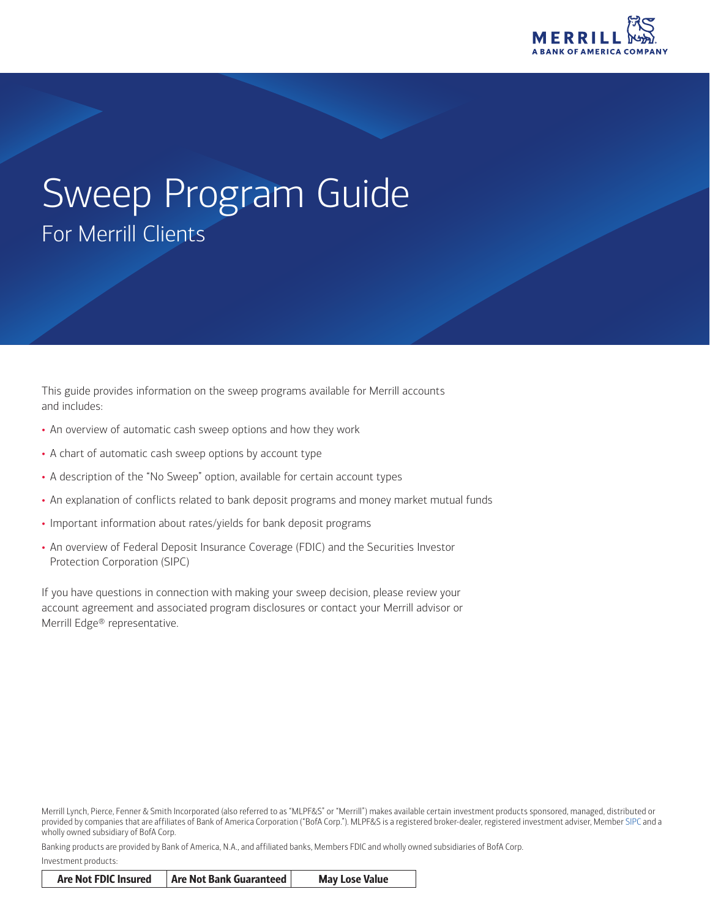MERRILL
A BANK OF AMERICA COMPANY

# Sweep Program Guide

## For Merrill Clients

This guide provides information on the sweep programs available for Merrill accounts and includes:

- An overview of automatic cash sweep options and how they work
- A chart of automatic cash sweep options by account type
- A description of the "No Sweep" option, available for certain account types
- An explanation of conflicts related to bank deposit programs and money market mutual funds
- Important information about rates/yields for bank deposit programs
- An overview of Federal Deposit Insurance Coverage (FDIC) and the Securities Investor Protection Corporation (SIPC)

If you have questions in connection with making your sweep decision, please review your account agreement and associated program disclosures or contact your Merrill advisor or Merrill Edge® representative.

Merrill Lynch, Pierce, Fenner & Smith Incorporated (also referred to as "MLPF&S" or "Merrill") makes available certain investment products sponsored, managed, distributed or provided by companies that are affiliates of Bank of America Corporation ("BofA Corp."). MLPF&S is a registered broker-dealer, registered investment adviser, Member SIPC and a wholly owned subsidiary of BofA Corp.

Banking products are provided by Bank of America, N.A., and affiliated banks, Members FDIC and wholly owned subsidiaries of BofA Corp.

Investment products:

| Are Not FDIC Insured | Are Not Bank Guaranteed | May Lose Value |
|---|---|---|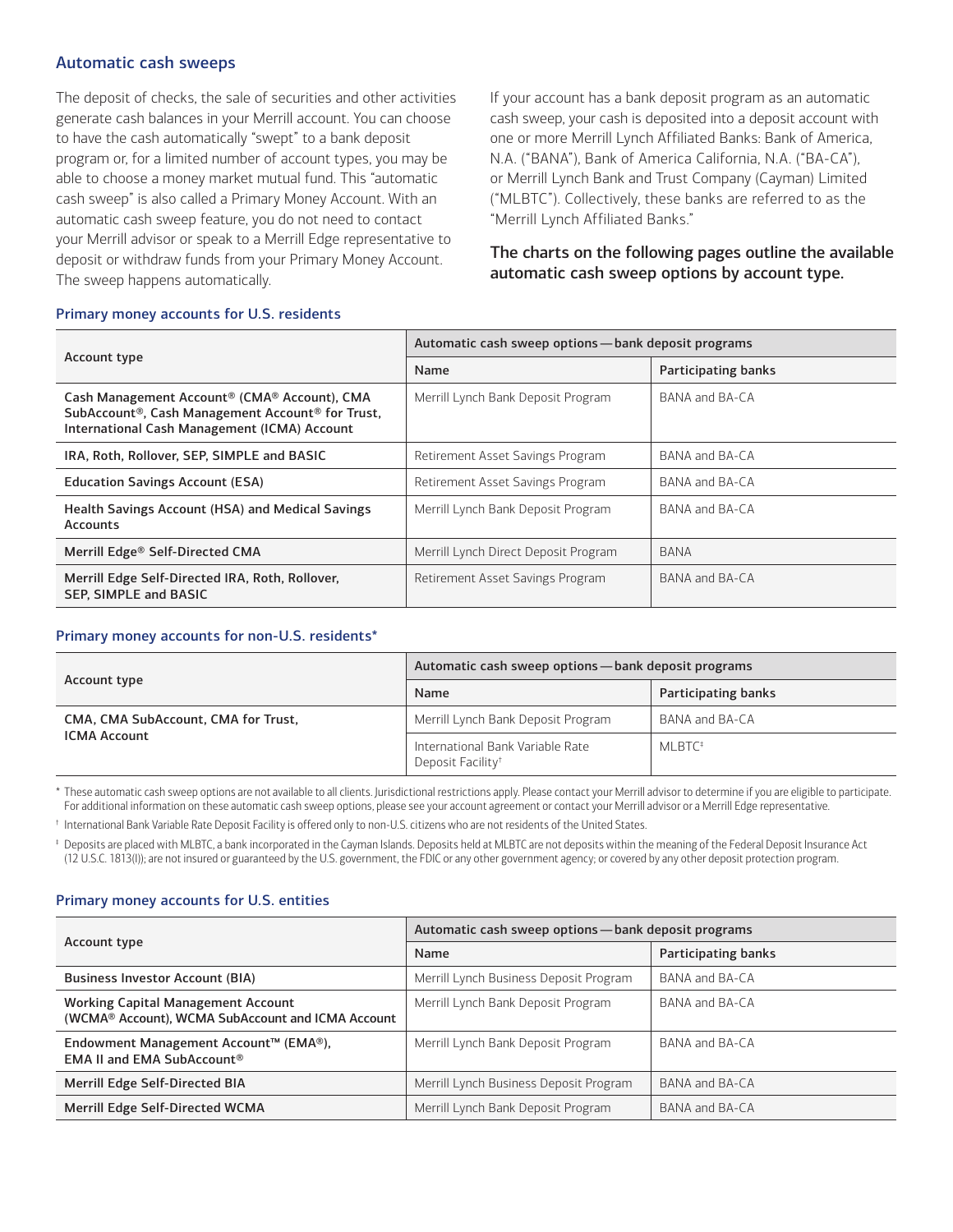## Automatic cash sweeps

The deposit of checks, the sale of securities and other activities generate cash balances in your Merrill account. You can choose to have the cash automatically "swept" to a bank deposit program or, for a limited number of account types, you may be able to choose a money market mutual fund. This "automatic cash sweep" is also called a Primary Money Account. With an automatic cash sweep feature, you do not need to contact your Merrill advisor or speak to a Merrill Edge representative to deposit or withdraw funds from your Primary Money Account. The sweep happens automatically.

If your account has a bank deposit program as an automatic cash sweep, your cash is deposited into a deposit account with one or more Merrill Lynch Affiliated Banks: Bank of America, N.A. ("BANA"), Bank of America California, N.A. ("BA-CA"), or Merrill Lynch Bank and Trust Company (Cayman) Limited ("MLBTC"). Collectively, these banks are referred to as the "Merrill Lynch Affiliated Banks."

**The charts on the following pages outline the available automatic cash sweep options by account type.**

### Primary money accounts for U.S. residents

| Account type | Automatic cash sweep options — bank deposit programs | |
|---|---|---|
| | Name | Participating banks |
| **Cash Management Account® (CMA® Account), CMA SubAccount®, Cash Management Account® for Trust, International Cash Management (ICMA) Account** | Merrill Lynch Bank Deposit Program | BANA and BA-CA |
| **IRA, Roth, Rollover, SEP, SIMPLE and BASIC** | Retirement Asset Savings Program | BANA and BA-CA |
| **Education Savings Account (ESA)** | Retirement Asset Savings Program | BANA and BA-CA |
| **Health Savings Account (HSA) and Medical Savings Accounts** | Merrill Lynch Bank Deposit Program | BANA and BA-CA |
| **Merrill Edge® Self-Directed CMA** | Merrill Lynch Direct Deposit Program | BANA |
| **Merrill Edge Self-Directed IRA, Roth, Rollover, SEP, SIMPLE and BASIC** | Retirement Asset Savings Program | BANA and BA-CA |

### Primary money accounts for non-U.S. residents*

| Account type | Automatic cash sweep options — bank deposit programs | |
|---|---|---|
| | Name | Participating banks |
| **CMA, CMA SubAccount, CMA for Trust, ICMA Account** | Merrill Lynch Bank Deposit Program | BANA and BA-CA |
| | International Bank Variable Rate Deposit Facility† | MLBTC‡ |

\* These automatic cash sweep options are not available to all clients. Jurisdictional restrictions apply. Please contact your Merrill advisor to determine if you are eligible to participate. For additional information on these automatic cash sweep options, please see your account agreement or contact your Merrill advisor or a Merrill Edge representative.

† International Bank Variable Rate Deposit Facility is offered only to non-U.S. citizens who are not residents of the United States.

‡ Deposits are placed with MLBTC, a bank incorporated in the Cayman Islands. Deposits held at MLBTC are not deposits within the meaning of the Federal Deposit Insurance Act (12 U.S.C. 1813(l)); are not insured or guaranteed by the U.S. government, the FDIC or any other government agency; or covered by any other deposit protection program.

### Primary money accounts for U.S. entities

| Account type | Automatic cash sweep options — bank deposit programs | |
|---|---|---|
| | Name | Participating banks |
| **Business Investor Account (BIA)** | Merrill Lynch Business Deposit Program | BANA and BA-CA |
| **Working Capital Management Account (WCMA® Account), WCMA SubAccount and ICMA Account** | Merrill Lynch Bank Deposit Program | BANA and BA-CA |
| **Endowment Management Account™ (EMA®), EMA II and EMA SubAccount®** | Merrill Lynch Bank Deposit Program | BANA and BA-CA |
| **Merrill Edge Self-Directed BIA** | Merrill Lynch Business Deposit Program | BANA and BA-CA |
| **Merrill Edge Self-Directed WCMA** | Merrill Lynch Bank Deposit Program | BANA and BA-CA |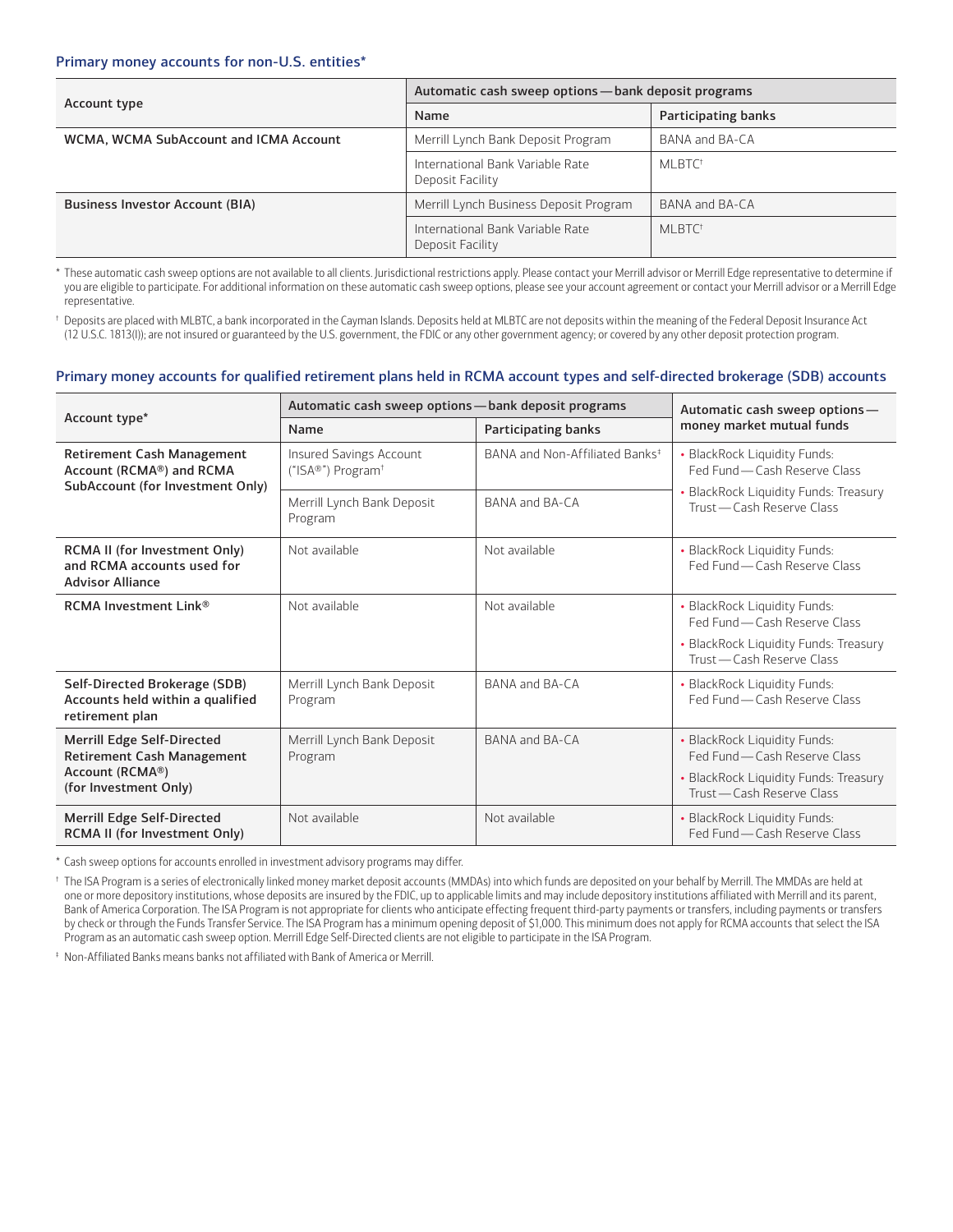### Primary money accounts for non-U.S. entities*

| Account type | Automatic cash sweep options — bank deposit programs | |
|---|---|---|
| | Name | Participating banks |
| WCMA, WCMA SubAccount and ICMA Account | Merrill Lynch Bank Deposit Program | BANA and BA-CA |
| | International Bank Variable Rate Deposit Facility | MLBTC† |
| Business Investor Account (BIA) | Merrill Lynch Business Deposit Program | BANA and BA-CA |
| | International Bank Variable Rate Deposit Facility | MLBTC† |

\* These automatic cash sweep options are not available to all clients. Jurisdictional restrictions apply. Please contact your Merrill advisor or Merrill Edge representative to determine if you are eligible to participate. For additional information on these automatic cash sweep options, please see your account agreement or contact your Merrill advisor or a Merrill Edge representative.

† Deposits are placed with MLBTC, a bank incorporated in the Cayman Islands. Deposits held at MLBTC are not deposits within the meaning of the Federal Deposit Insurance Act (12 U.S.C. 1813(l)); are not insured or guaranteed by the U.S. government, the FDIC or any other government agency; or covered by any other deposit protection program.

### Primary money accounts for qualified retirement plans held in RCMA account types and self-directed brokerage (SDB) accounts

| Account type* | Automatic cash sweep options — bank deposit programs | | Automatic cash sweep options — money market mutual funds |
|---|---|---|---|
| | Name | Participating banks | |
| Retirement Cash Management Account (RCMA®) and RCMA SubAccount (for Investment Only) | Insured Savings Account ("ISA®") Program† | BANA and Non-Affiliated Banks‡ | • BlackRock Liquidity Funds: Fed Fund — Cash Reserve Class<br>• BlackRock Liquidity Funds: Treasury Trust — Cash Reserve Class |
| | Merrill Lynch Bank Deposit Program | BANA and BA-CA | |
| RCMA II (for Investment Only) and RCMA accounts used for Advisor Alliance | Not available | Not available | • BlackRock Liquidity Funds: Fed Fund — Cash Reserve Class |
| RCMA Investment Link® | Not available | Not available | • BlackRock Liquidity Funds: Fed Fund — Cash Reserve Class<br>• BlackRock Liquidity Funds: Treasury Trust — Cash Reserve Class |
| Self-Directed Brokerage (SDB) Accounts held within a qualified retirement plan | Merrill Lynch Bank Deposit Program | BANA and BA-CA | • BlackRock Liquidity Funds: Fed Fund — Cash Reserve Class |
| Merrill Edge Self-Directed Retirement Cash Management Account (RCMA®) (for Investment Only) | Merrill Lynch Bank Deposit Program | BANA and BA-CA | • BlackRock Liquidity Funds: Fed Fund — Cash Reserve Class<br>• BlackRock Liquidity Funds: Treasury Trust — Cash Reserve Class |
| Merrill Edge Self-Directed RCMA II (for Investment Only) | Not available | Not available | • BlackRock Liquidity Funds: Fed Fund — Cash Reserve Class |

\* Cash sweep options for accounts enrolled in investment advisory programs may differ.

† The ISA Program is a series of electronically linked money market deposit accounts (MMDAs) into which funds are deposited on your behalf by Merrill. The MMDAs are held at one or more depository institutions, whose deposits are insured by the FDIC, up to applicable limits and may include depository institutions affiliated with Merrill and its parent, Bank of America Corporation. The ISA Program is not appropriate for clients who anticipate effecting frequent third-party payments or transfers, including payments or transfers by check or through the Funds Transfer Service. The ISA Program has a minimum opening deposit of $1,000. This minimum does not apply for RCMA accounts that select the ISA Program as an automatic cash sweep option. Merrill Edge Self-Directed clients are not eligible to participate in the ISA Program.

‡ Non-Affiliated Banks means banks not affiliated with Bank of America or Merrill.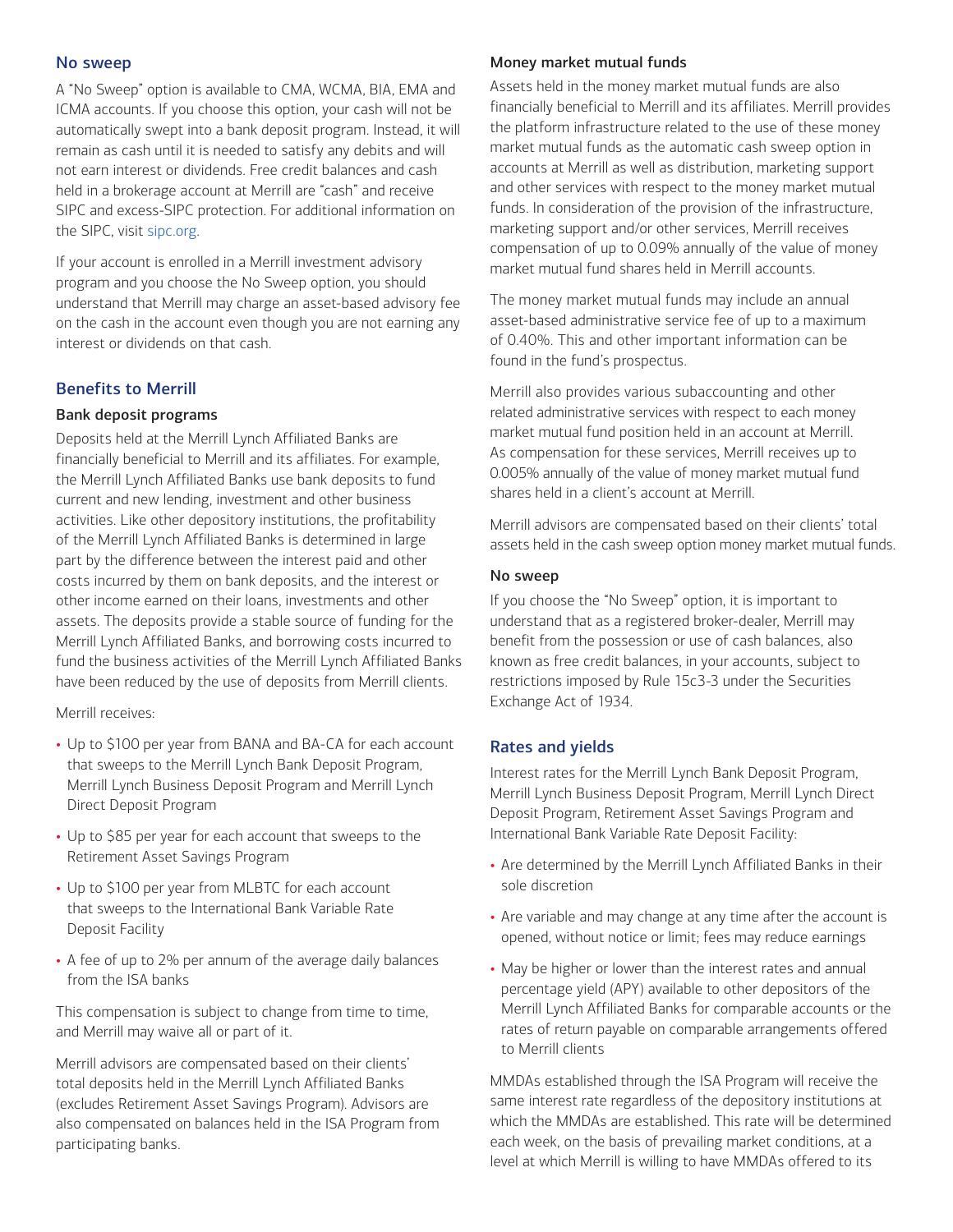## No sweep

A "No Sweep" option is available to CMA, WCMA, BIA, EMA and ICMA accounts. If you choose this option, your cash will not be automatically swept into a bank deposit program. Instead, it will remain as cash until it is needed to satisfy any debits and will not earn interest or dividends. Free credit balances and cash held in a brokerage account at Merrill are "cash" and receive SIPC and excess-SIPC protection. For additional information on the SIPC, visit sipc.org.

If your account is enrolled in a Merrill investment advisory program and you choose the No Sweep option, you should understand that Merrill may charge an asset-based advisory fee on the cash in the account even though you are not earning any interest or dividends on that cash.

## Benefits to Merrill

### Bank deposit programs

Deposits held at the Merrill Lynch Affiliated Banks are financially beneficial to Merrill and its affiliates. For example, the Merrill Lynch Affiliated Banks use bank deposits to fund current and new lending, investment and other business activities. Like other depository institutions, the profitability of the Merrill Lynch Affiliated Banks is determined in large part by the difference between the interest paid and other costs incurred by them on bank deposits, and the interest or other income earned on their loans, investments and other assets. The deposits provide a stable source of funding for the Merrill Lynch Affiliated Banks, and borrowing costs incurred to fund the business activities of the Merrill Lynch Affiliated Banks have been reduced by the use of deposits from Merrill clients.

Merrill receives:

- Up to $100 per year from BANA and BA-CA for each account that sweeps to the Merrill Lynch Bank Deposit Program, Merrill Lynch Business Deposit Program and Merrill Lynch Direct Deposit Program
- Up to $85 per year for each account that sweeps to the Retirement Asset Savings Program
- Up to $100 per year from MLBTC for each account that sweeps to the International Bank Variable Rate Deposit Facility
- A fee of up to 2% per annum of the average daily balances from the ISA banks

This compensation is subject to change from time to time, and Merrill may waive all or part of it.

Merrill advisors are compensated based on their clients' total deposits held in the Merrill Lynch Affiliated Banks (excludes Retirement Asset Savings Program). Advisors are also compensated on balances held in the ISA Program from participating banks.

### Money market mutual funds

Assets held in the money market mutual funds are also financially beneficial to Merrill and its affiliates. Merrill provides the platform infrastructure related to the use of these money market mutual funds as the automatic cash sweep option in accounts at Merrill as well as distribution, marketing support and other services with respect to the money market mutual funds. In consideration of the provision of the infrastructure, marketing support and/or other services, Merrill receives compensation of up to 0.09% annually of the value of money market mutual fund shares held in Merrill accounts.

The money market mutual funds may include an annual asset-based administrative service fee of up to a maximum of 0.40%. This and other important information can be found in the fund's prospectus.

Merrill also provides various subaccounting and other related administrative services with respect to each money market mutual fund position held in an account at Merrill. As compensation for these services, Merrill receives up to 0.005% annually of the value of money market mutual fund shares held in a client's account at Merrill.

Merrill advisors are compensated based on their clients' total assets held in the cash sweep option money market mutual funds.

### No sweep

If you choose the "No Sweep" option, it is important to understand that as a registered broker-dealer, Merrill may benefit from the possession or use of cash balances, also known as free credit balances, in your accounts, subject to restrictions imposed by Rule 15c3-3 under the Securities Exchange Act of 1934.

## Rates and yields

Interest rates for the Merrill Lynch Bank Deposit Program, Merrill Lynch Business Deposit Program, Merrill Lynch Direct Deposit Program, Retirement Asset Savings Program and International Bank Variable Rate Deposit Facility:

- Are determined by the Merrill Lynch Affiliated Banks in their sole discretion
- Are variable and may change at any time after the account is opened, without notice or limit; fees may reduce earnings
- May be higher or lower than the interest rates and annual percentage yield (APY) available to other depositors of the Merrill Lynch Affiliated Banks for comparable accounts or the rates of return payable on comparable arrangements offered to Merrill clients

MMDAs established through the ISA Program will receive the same interest rate regardless of the depository institutions at which the MMDAs are established. This rate will be determined each week, on the basis of prevailing market conditions, at a level at which Merrill is willing to have MMDAs offered to its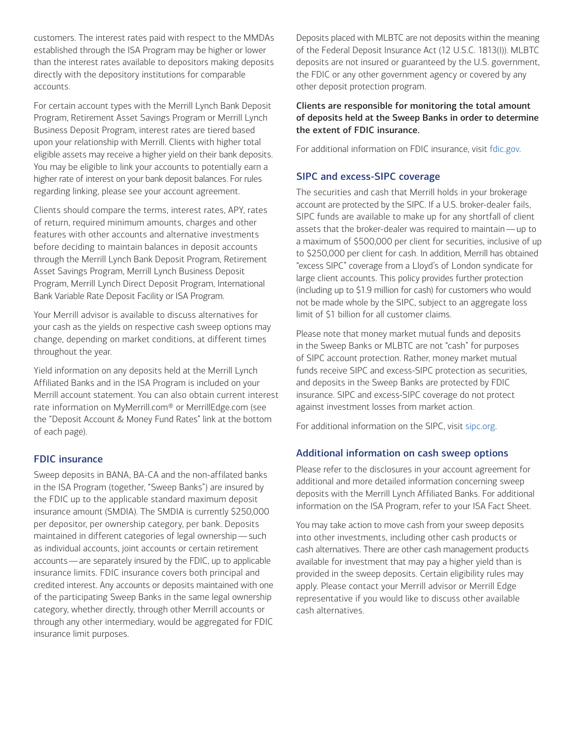customers. The interest rates paid with respect to the MMDAs established through the ISA Program may be higher or lower than the interest rates available to depositors making deposits directly with the depository institutions for comparable accounts.

For certain account types with the Merrill Lynch Bank Deposit Program, Retirement Asset Savings Program or Merrill Lynch Business Deposit Program, interest rates are tiered based upon your relationship with Merrill. Clients with higher total eligible assets may receive a higher yield on their bank deposits. You may be eligible to link your accounts to potentially earn a higher rate of interest on your bank deposit balances. For rules regarding linking, please see your account agreement.

Clients should compare the terms, interest rates, APY, rates of return, required minimum amounts, charges and other features with other accounts and alternative investments before deciding to maintain balances in deposit accounts through the Merrill Lynch Bank Deposit Program, Retirement Asset Savings Program, Merrill Lynch Business Deposit Program, Merrill Lynch Direct Deposit Program, International Bank Variable Rate Deposit Facility or ISA Program.

Your Merrill advisor is available to discuss alternatives for your cash as the yields on respective cash sweep options may change, depending on market conditions, at different times throughout the year.

Yield information on any deposits held at the Merrill Lynch Affiliated Banks and in the ISA Program is included on your Merrill account statement. You can also obtain current interest rate information on MyMerrill.com® or MerrillEdge.com (see the "Deposit Account & Money Fund Rates" link at the bottom of each page).

## FDIC insurance

Sweep deposits in BANA, BA-CA and the non-affilated banks in the ISA Program (together, "Sweep Banks") are insured by the FDIC up to the applicable standard maximum deposit insurance amount (SMDIA). The SMDIA is currently $250,000 per depositor, per ownership category, per bank. Deposits maintained in different categories of legal ownership — such as individual accounts, joint accounts or certain retirement accounts — are separately insured by the FDIC, up to applicable insurance limits. FDIC insurance covers both principal and credited interest. Any accounts or deposits maintained with one of the participating Sweep Banks in the same legal ownership category, whether directly, through other Merrill accounts or through any other intermediary, would be aggregated for FDIC insurance limit purposes.

Deposits placed with MLBTC are not deposits within the meaning of the Federal Deposit Insurance Act (12 U.S.C. 1813(l)). MLBTC deposits are not insured or guaranteed by the U.S. government, the FDIC or any other government agency or covered by any other deposit protection program.

**Clients are responsible for monitoring the total amount of deposits held at the Sweep Banks in order to determine the extent of FDIC insurance.**

For additional information on FDIC insurance, visit fdic.gov.

## SIPC and excess-SIPC coverage

The securities and cash that Merrill holds in your brokerage account are protected by the SIPC. If a U.S. broker-dealer fails, SIPC funds are available to make up for any shortfall of client assets that the broker-dealer was required to maintain — up to a maximum of $500,000 per client for securities, inclusive of up to $250,000 per client for cash. In addition, Merrill has obtained "excess SIPC" coverage from a Lloyd's of London syndicate for large client accounts. This policy provides further protection (including up to $1.9 million for cash) for customers who would not be made whole by the SIPC, subject to an aggregate loss limit of $1 billion for all customer claims.

Please note that money market mutual funds and deposits in the Sweep Banks or MLBTC are not "cash" for purposes of SIPC account protection. Rather, money market mutual funds receive SIPC and excess-SIPC protection as securities, and deposits in the Sweep Banks are protected by FDIC insurance. SIPC and excess-SIPC coverage do not protect against investment losses from market action.

For additional information on the SIPC, visit sipc.org.

## Additional information on cash sweep options

Please refer to the disclosures in your account agreement for additional and more detailed information concerning sweep deposits with the Merrill Lynch Affiliated Banks. For additional information on the ISA Program, refer to your ISA Fact Sheet.

You may take action to move cash from your sweep deposits into other investments, including other cash products or cash alternatives. There are other cash management products available for investment that may pay a higher yield than is provided in the sweep deposits. Certain eligibility rules may apply. Please contact your Merrill advisor or Merrill Edge representative if you would like to discuss other available cash alternatives.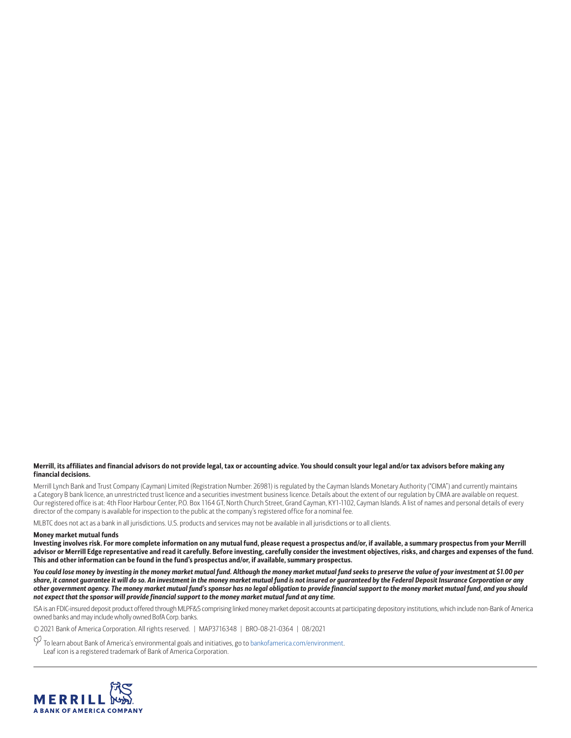**Merrill, its affiliates and financial advisors do not provide legal, tax or accounting advice. You should consult your legal and/or tax advisors before making any financial decisions.**

Merrill Lynch Bank and Trust Company (Cayman) Limited (Registration Number: 26981) is regulated by the Cayman Islands Monetary Authority ("CIMA") and currently maintains a Category B bank licence, an unrestricted trust licence and a securities investment business licence. Details about the extent of our regulation by CIMA are available on request. Our registered office is at: 4th Floor Harbour Center, P.O. Box 1164 GT, North Church Street, Grand Cayman, KY1-1102, Cayman Islands. A list of names and personal details of every director of the company is available for inspection to the public at the company's registered office for a nominal fee.

MLBTC does not act as a bank in all jurisdictions. U.S. products and services may not be available in all jurisdictions or to all clients.

**Money market mutual funds**

**Investing involves risk. For more complete information on any mutual fund, please request a prospectus and/or, if available, a summary prospectus from your Merrill advisor or Merrill Edge representative and read it carefully. Before investing, carefully consider the investment objectives, risks, and charges and expenses of the fund. This and other information can be found in the fund's prospectus and/or, if available, summary prospectus.**

***You could lose money by investing in the money market mutual fund. Although the money market mutual fund seeks to preserve the value of your investment at $1.00 per share, it cannot guarantee it will do so. An investment in the money market mutual fund is not insured or guaranteed by the Federal Deposit Insurance Corporation or any other government agency. The money market mutual fund's sponsor has no legal obligation to provide financial support to the money market mutual fund, and you should not expect that the sponsor will provide financial support to the money market mutual fund at any time.***

ISA is an FDIC-insured deposit product offered through MLPF&S comprising linked money market deposit accounts at participating depository institutions, which include non-Bank of America owned banks and may include wholly owned BofA Corp. banks.

© 2021 Bank of America Corporation. All rights reserved. | MAP3716348 | BRO-08-21-0364 | 08/2021

To learn about Bank of America's environmental goals and initiatives, go to bankofamerica.com/environment.
Leaf icon is a registered trademark of Bank of America Corporation.

MERRILL
A BANK OF AMERICA COMPANY